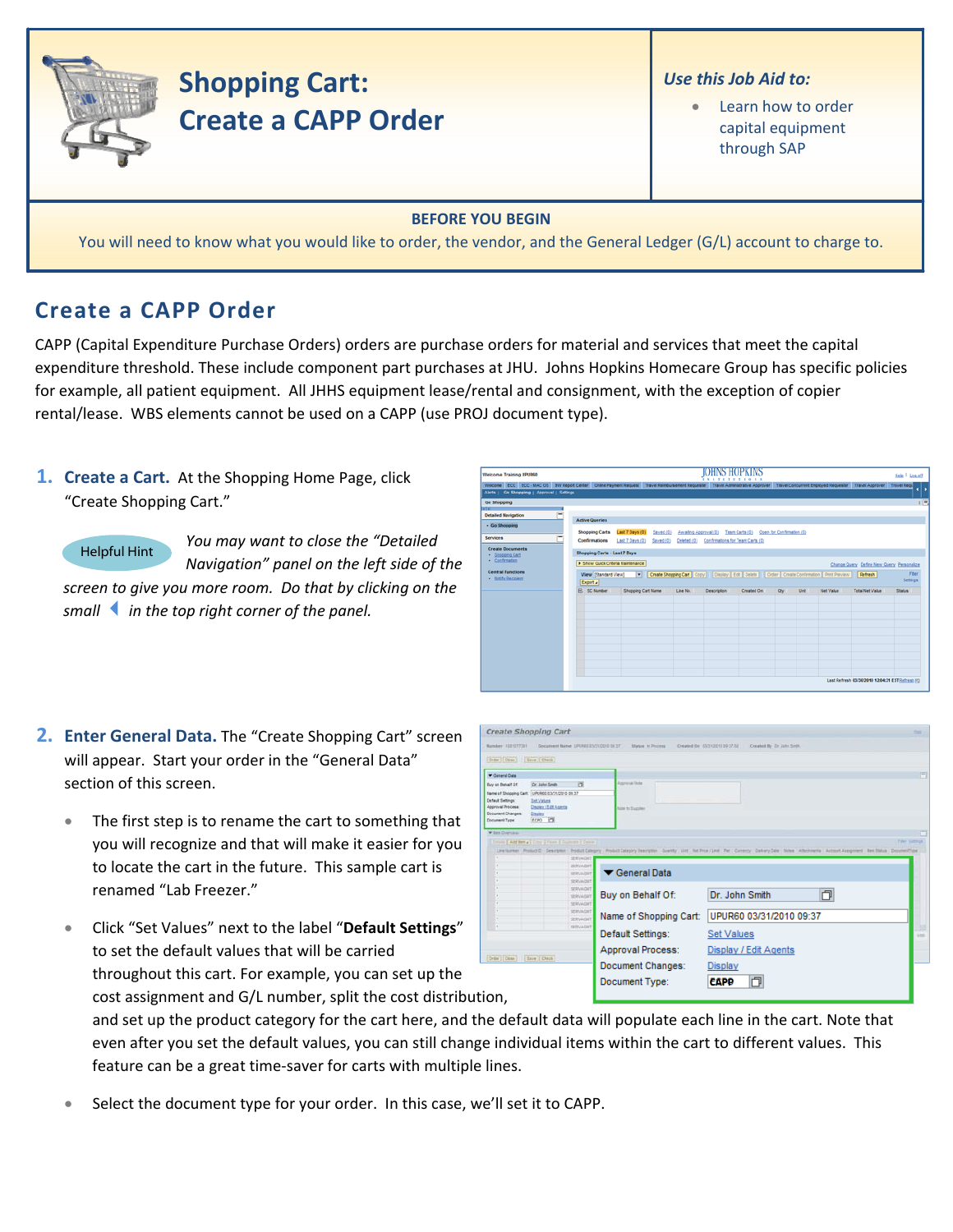# Shopping Cart: Create a CAPP Order

*Use this Job Aid to:*

- Learn how to order capital equipment through SAP

**BEFORE YOU BEGIN**

You will need to know what you would like to order, the vendor, and the General Ledger (G/L) account to charge to.

## Create a CAPP Order

CAPP (Capital Expenditure Purchase Orders) orders are purchase orders for material and services that meet the capital expenditure threshold. These include component part purchases at JHU. Johns Hopkins Homecare Group has specific policies for example, all patient equipment. All JHHS equipment lease/rental and consignment, with the exception of copier rental/lease. WBS elements cannot be used on a CAPP (use PROJ document type).

1. **Create a Cart.** At the Shopping Home Page, click "Create Shopping Cart."

   Helpful Hint: *You may want to close the "Detailed Navigation" panel on the left side of the screen to give you more room. Do that by clicking on the small ◀ in the top right corner of the panel.*

2. **Enter General Data.** The "Create Shopping Cart" screen will appear. Start your order in the "General Data" section of this screen.

   - The first step is to rename the cart to something that you will recognize and that will make it easier for you to locate the cart in the future. This sample cart is renamed "Lab Freezer."
   - Click "Set Values" next to the label "**Default Settings**" to set the default values that will be carried throughout this cart. For example, you can set up the cost assignment and G/L number, split the cost distribution, and set up the product category for the cart here, and the default data will populate each line in the cart. Note that even after you set the default values, you can still change individual items within the cart to different values. This feature can be a great time-saver for carts with multiple lines.
   - Select the document type for your order. In this case, we'll set it to CAPP.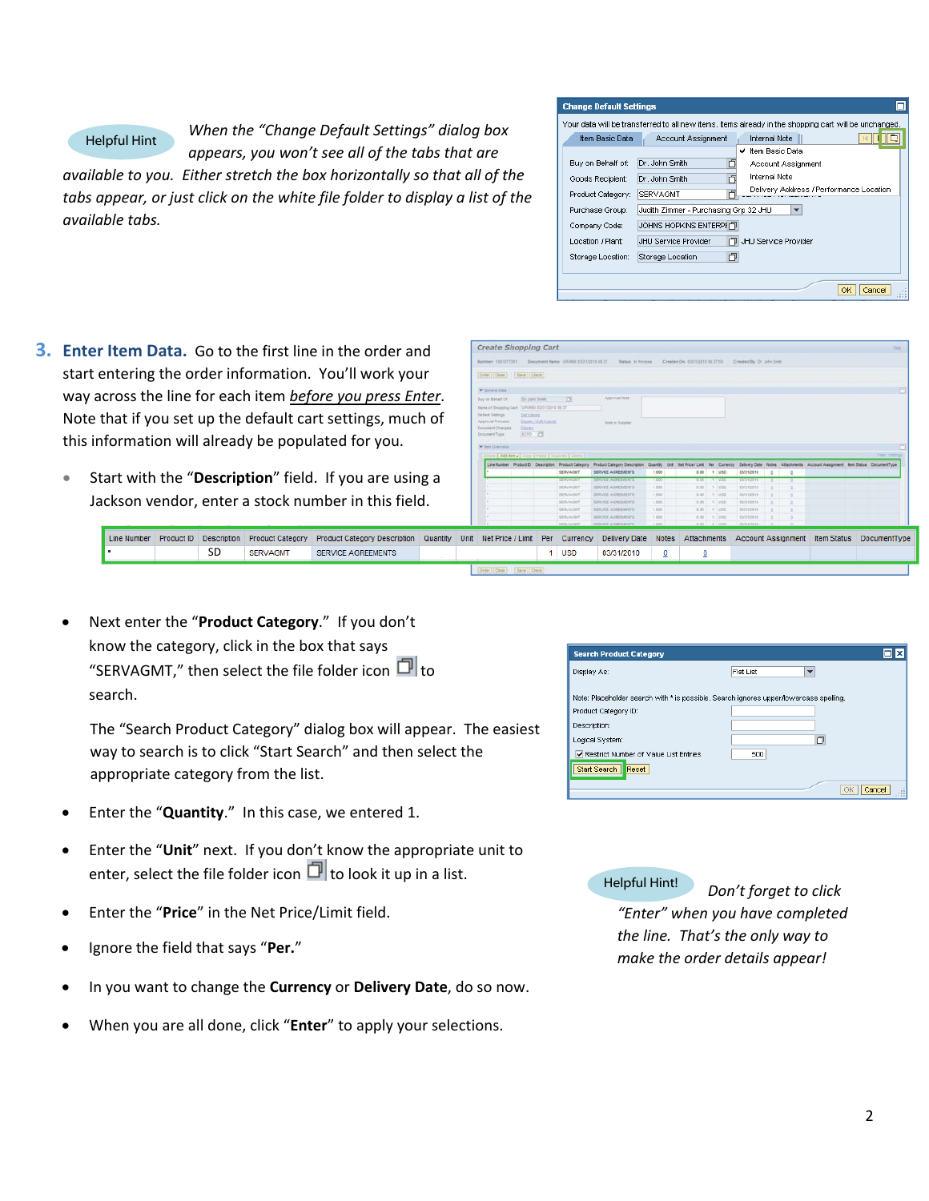Helpful Hint

*When the "Change Default Settings" dialog box appears, you won't see all of the tabs that are available to you. Either stretch the box horizontally so that all of the tabs appear, or just click on the white file folder to display a list of the available tabs.*

Change Default Settings

Your data will be transferred to all new items. Items already in the shopping cart will be unchanged.

Item Basic Data | Account Assignment | Internal Note

- Item Basic Data
- Account Assignment
- Internal Note
- Delivery Address / Performance Location

| | |
|---|---|
| Buy on Behalf of: | Dr. John Smith |
| Goods Recipient: | Dr. John Smith |
| Product Category: | SERVAGMT |
| Purchase Group: | Judith Zimmer - Purchasing Grp 32 JHU |
| Company Code: | JOHNS HOPKINS ENTERPI |
| Location / Plant: | JHU Service Provider — JHU Service Provider |
| Storage Location: | Storage Location |

OK | Cancel

## 3. Enter Item Data.

Go to the first line in the order and start entering the order information. You'll work your way across the line for each item *__before you press Enter__*. Note that if you set up the default cart settings, much of this information will already be populated for you.

- Start with the "**Description**" field. If you are using a Jackson vendor, enter a stock number in this field.

| Line Number | Product ID | Description | Product Category | Product Category Description | Quantity | Unit | Net Price / Limit | Per | Currency | Delivery Date | Notes | Attachments | Account Assignment | Item Status | DocumentType |
|---|---|---|---|---|---|---|---|---|---|---|---|---|---|---|---|
| • | | SD | SERVAGMT | SERVICE AGREEMENTS | | | | 1 | USD | 03/31/2010 | 0 | 0 | | | |

- Next enter the "**Product Category**." If you don't know the category, click in the box that says "SERVAGMT," then select the file folder icon to search.

  The "Search Product Category" dialog box will appear. The easiest way to search is to click "Start Search" and then select the appropriate category from the list.

- Enter the "**Quantity**." In this case, we entered 1.
- Enter the "**Unit**" next. If you don't know the appropriate unit to enter, select the file folder icon to look it up in a list.
- Enter the "**Price**" in the Net Price/Limit field.
- Ignore the field that says "**Per.**"
- In you want to change the **Currency** or **Delivery Date**, do so now.
- When you are all done, click "**Enter**" to apply your selections.

Search Product Category

| | |
|---|---|
| Display As: | Flat List |

Note: Placeholder search with * is possible. Search ignores upper/lowercase spelling.

| | |
|---|---|
| Product Category ID: | |
| Description: | |
| Logical System: | |
| Restrict Number of Value List Entries | 500 |

Start Search | Reset

OK | Cancel

Helpful Hint!

*Don't forget to click "Enter" when you have completed the line. That's the only way to make the order details appear!*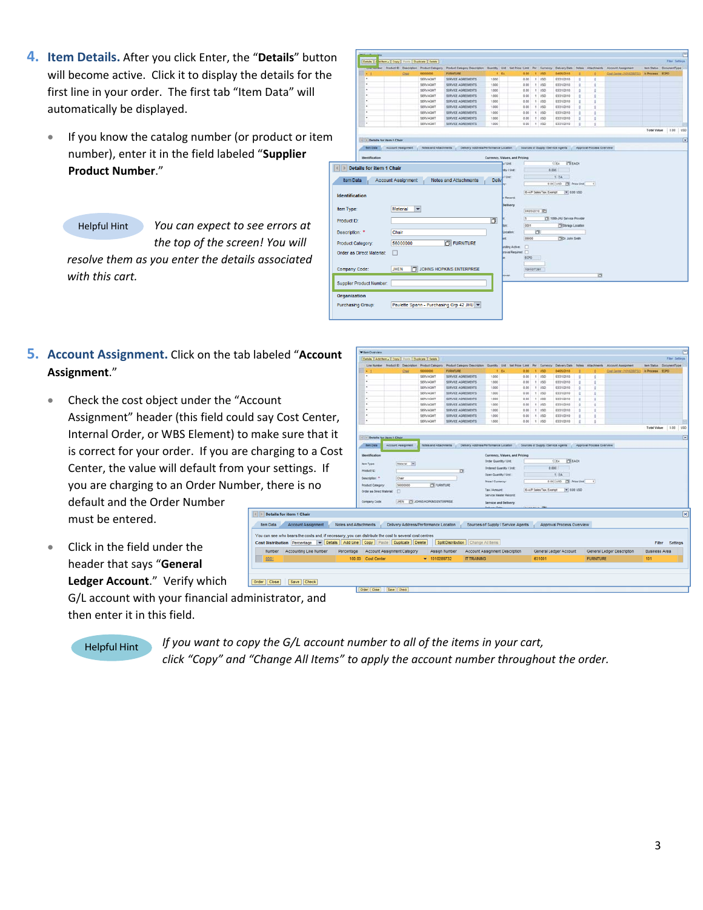4. **Item Details.** After you click Enter, the "**Details**" button will become active. Click it to display the details for the first line in your order. The first tab "Item Data" will automatically be displayed.

   - If you know the catalog number (or product or item number), enter it in the field labeled "**Supplier Product Number**."

Helpful Hint *You can expect to see errors at the top of the screen! You will resolve them as you enter the details associated with this cart.*

5. **Account Assignment.** Click on the tab labeled "**Account Assignment**."

   - Check the cost object under the "Account Assignment" header (this field could say Cost Center, Internal Order, or WBS Element) to make sure that it is correct for your order. If you are charging to a Cost Center, the value will default from your settings. If you are charging to an Order Number, there is no default and the Order Number must be entered.

   - Click in the field under the header that says "**General Ledger Account**." Verify which G/L account with your financial administrator, and then enter it in this field.

Helpful Hint *If you want to copy the G/L account number to all of the items in your cart, click "Copy" and "Change All Items" to apply the account number throughout the order.*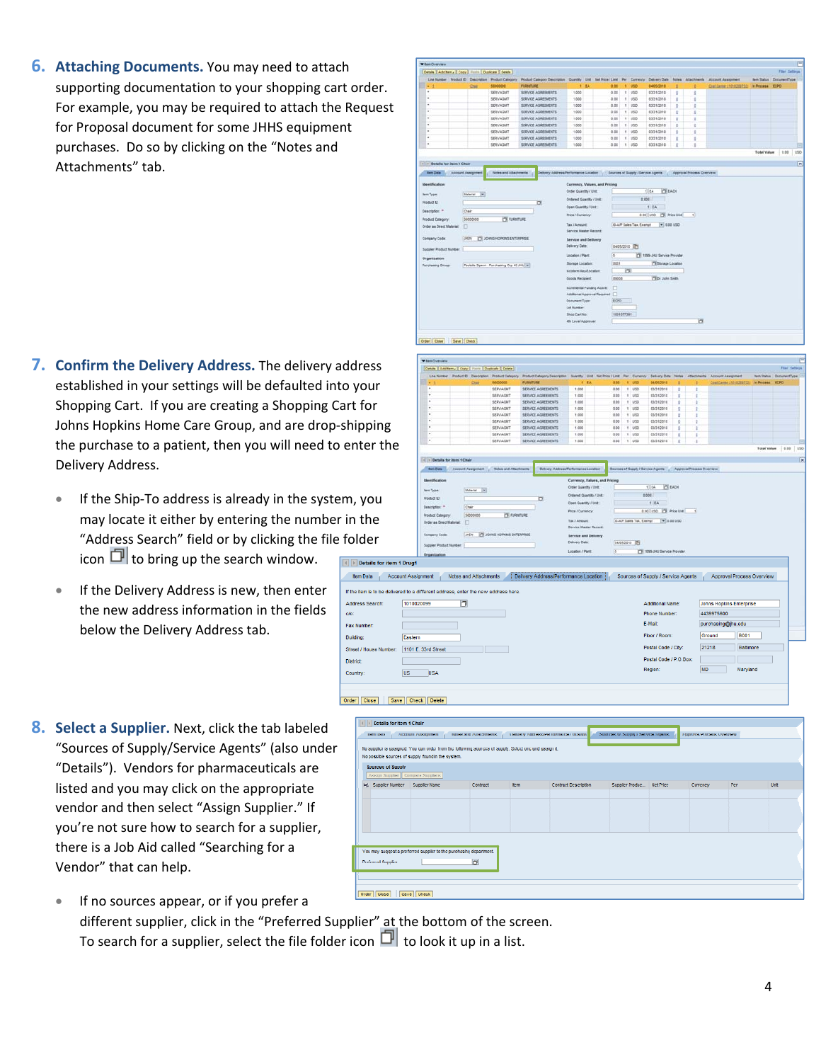6. **Attaching Documents.** You may need to attach supporting documentation to your shopping cart order. For example, you may be required to attach the Request for Proposal document for some JHHS equipment purchases. Do so by clicking on the "Notes and Attachments" tab.

7. **Confirm the Delivery Address.** The delivery address established in your settings will be defaulted into your Shopping Cart. If you are creating a Shopping Cart for Johns Hopkins Home Care Group, and are drop-shipping the purchase to a patient, then you will need to enter the Delivery Address.

   - If the Ship-To address is already in the system, you may locate it either by entering the number in the "Address Search" field or by clicking the file folder icon to bring up the search window.
   - If the Delivery Address is new, then enter the new address information in the fields below the Delivery Address tab.

8. **Select a Supplier.** Next, click the tab labeled "Sources of Supply/Service Agents" (also under "Details"). Vendors for pharmaceuticals are listed and you may click on the appropriate vendor and then select "Assign Supplier." If you're not sure how to search for a supplier, there is a Job Aid called "Searching for a Vendor" that can help.

   - If no sources appear, or if you prefer a different supplier, click in the "Preferred Supplier" at the bottom of the screen. To search for a supplier, select the file folder icon to look it up in a list.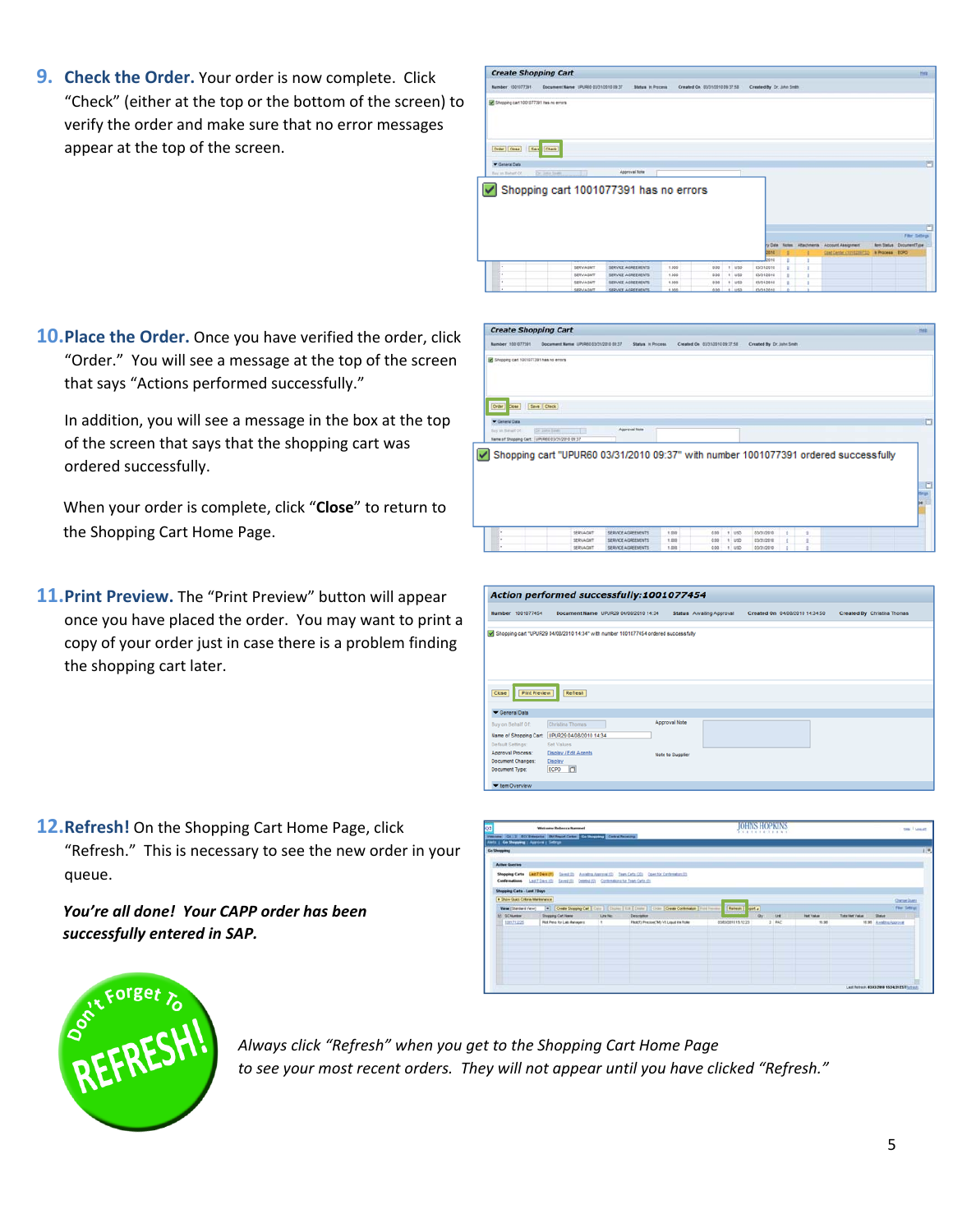## 9. Check the Order.

Your order is now complete. Click "Check" (either at the top or the bottom of the screen) to verify the order and make sure that no error messages appear at the top of the screen.

## 10. Place the Order.

Once you have verified the order, click "Order." You will see a message at the top of the screen that says "Actions performed successfully."

In addition, you will see a message in the box at the top of the screen that says that the shopping cart was ordered successfully.

When your order is complete, click "**Close**" to return to the Shopping Cart Home Page.

## 11. Print Preview.

The "Print Preview" button will appear once you have placed the order. You may want to print a copy of your order just in case there is a problem finding the shopping cart later.

## 12. Refresh!

On the Shopping Cart Home Page, click "Refresh." This is necessary to see the new order in your queue.

***You're all done! Your CAPP order has been successfully entered in SAP.***

Don't Forget To REFRESH!

*Always click "Refresh" when you get to the Shopping Cart Home Page to see your most recent orders. They will not appear until you have clicked "Refresh."*